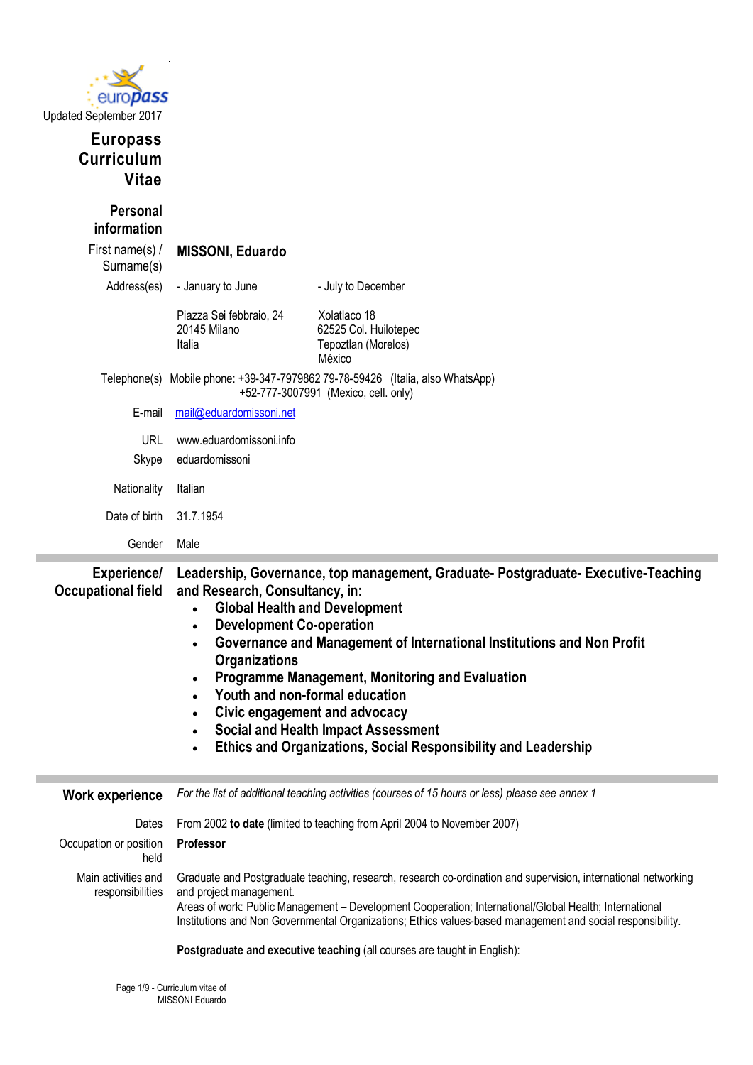europass

Updated September 2017

# Europass Curriculum Vitae

## Personal information

| | |
|---|---|
| First name(s) / Surname(s) | **MISSONI, Eduardo** |
| Address(es) | - January to June<br><br>Piazza Sei febbraio, 24<br>20145 Milano<br>Italia |
| | - July to December<br><br>Xolatlaco 18<br>62525 Col. Huilotepec<br>Tepoztlan (Morelos)<br>México |
| Telephone(s) | Mobile phone: +39-347-7979862 79-78-59426 (Italia, also WhatsApp)<br>+52-777-3007991 (Mexico, cell. only) |
| E-mail | mail@eduardomissoni.net |
| URL | www.eduardomissoni.info |
| Skype | eduardomissoni |
| Nationality | Italian |
| Date of birth | 31.7.1954 |
| Gender | Male |

## Experience/ Occupational field

**Leadership, Governance, top management, Graduate- Postgraduate- Executive-Teaching and Research, Consultancy, in:**

- **Global Health and Development**
- **Development Co-operation**
- **Governance and Management of International Institutions and Non Profit Organizations**
- **Programme Management, Monitoring and Evaluation**
- **Youth and non-formal education**
- **Civic engagement and advocacy**
- **Social and Health Impact Assessment**
- **Ethics and Organizations, Social Responsibility and Leadership**

## Work experience

*For the list of additional teaching activities (courses of 15 hours or less) please see annex 1*

| | |
|---|---|
| Dates | From 2002 **to date** (limited to teaching from April 2004 to November 2007) |
| Occupation or position held | **Professor** |
| Main activities and responsibilities | Graduate and Postgraduate teaching, research, research co-ordination and supervision, international networking and project management.<br>Areas of work: Public Management – Development Cooperation; International/Global Health; International Institutions and Non Governmental Organizations; Ethics values-based management and social responsibility. |

**Postgraduate and executive teaching** (all courses are taught in English):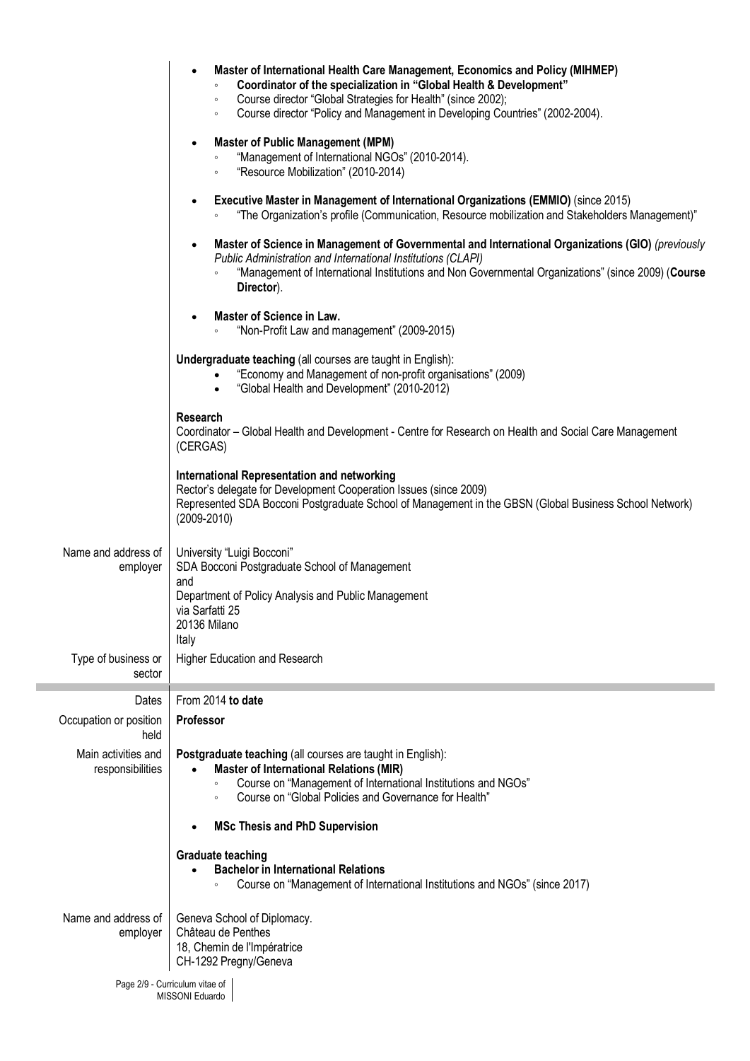- **Master of International Health Care Management, Economics and Policy (MIHMEP)**
  - **Coordinator of the specialization in "Global Health & Development"**
  - Course director "Global Strategies for Health" (since 2002);
  - Course director "Policy and Management in Developing Countries" (2002-2004).

- **Master of Public Management (MPM)**
  - "Management of International NGOs" (2010-2014).
  - "Resource Mobilization" (2010-2014)

- **Executive Master in Management of International Organizations (EMMIO)** (since 2015)
  - "The Organization's profile (Communication, Resource mobilization and Stakeholders Management)"

- **Master of Science in Management of Governmental and International Organizations (GIO)** *(previously Public Administration and International Institutions (CLAPI)*
  - "Management of International Institutions and Non Governmental Organizations" (since 2009) (**Course Director**).

- **Master of Science in Law.**
  - "Non-Profit Law and management" (2009-2015)

**Undergraduate teaching** (all courses are taught in English):

- "Economy and Management of non-profit organisations" (2009)
- "Global Health and Development" (2010-2012)

**Research**

Coordinator – Global Health and Development - Centre for Research on Health and Social Care Management (CERGAS)

**International Representation and networking**

Rector's delegate for Development Cooperation Issues (since 2009)

Represented SDA Bocconi Postgraduate School of Management in the GBSN (Global Business School Network) (2009-2010)

| | |
|---|---|
| Name and address of employer | University "Luigi Bocconi"<br>SDA Bocconi Postgraduate School of Management<br>and<br>Department of Policy Analysis and Public Management<br>via Sarfatti 25<br>20136 Milano<br>Italy |
| Type of business or sector | Higher Education and Research |

---

| | |
|---|---|
| Dates | From 2014 **to date** |
| Occupation or position held | **Professor** |
| Main activities and responsibilities | **Postgraduate teaching** (all courses are taught in English):<br>• **Master of International Relations (MIR)**<br>◦ Course on "Management of International Institutions and NGOs"<br>◦ Course on "Global Policies and Governance for Health"<br>• **MSc Thesis and PhD Supervision**<br><br>**Graduate teaching**<br>• **Bachelor in International Relations**<br>◦ Course on "Management of International Institutions and NGOs" (since 2017) |
| Name and address of employer | Geneva School of Diplomacy.<br>Château de Penthes<br>18, Chemin de l'Impératrice<br>CH-1292 Pregny/Geneva |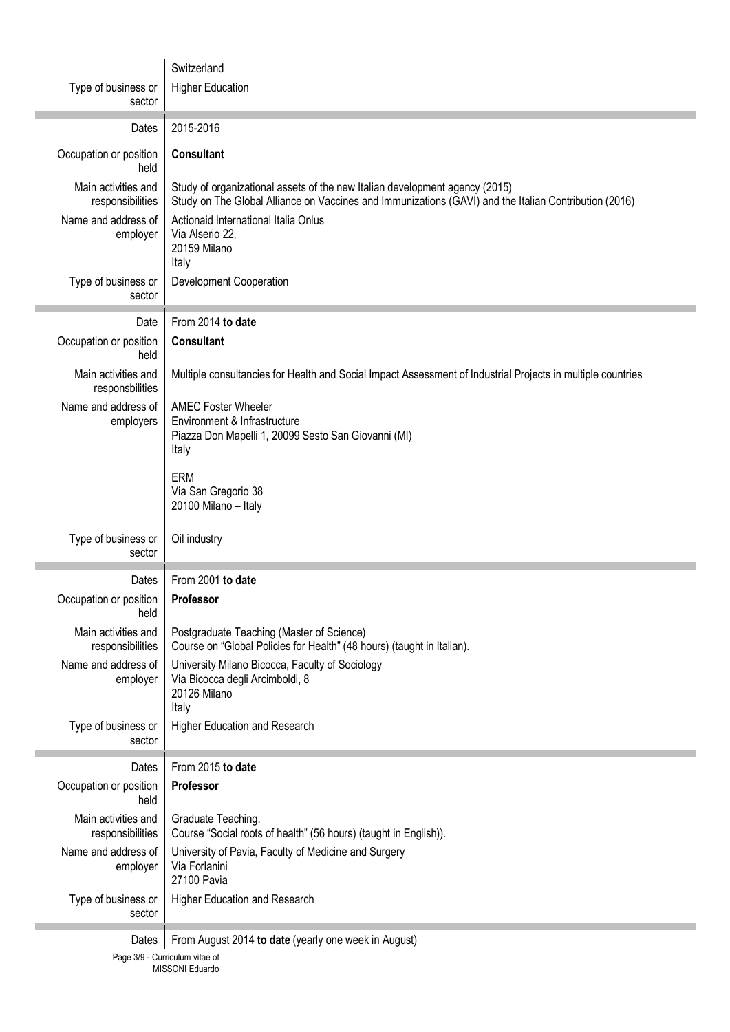| | |
|---|---|
| | Switzerland |
| Type of business or sector | Higher Education |
| Dates | 2015-2016 |
| Occupation or position held | **Consultant** |
| Main activities and responsibilities | Study of organizational assets of the new Italian development agency (2015)<br>Study on The Global Alliance on Vaccines and Immunizations (GAVI) and the Italian Contribution (2016) |
| Name and address of employer | Actionaid International Italia Onlus<br>Via Alserio 22,<br>20159 Milano<br>Italy |
| Type of business or sector | Development Cooperation |
| Date | From 2014 **to date** |
| Occupation or position held | **Consultant** |
| Main activities and responsibilities | Multiple consultancies for Health and Social Impact Assessment of Industrial Projects in multiple countries |
| Name and address of employers | AMEC Foster Wheeler<br>Environment & Infrastructure<br>Piazza Don Mapelli 1, 20099 Sesto San Giovanni (MI)<br>Italy<br><br>ERM<br>Via San Gregorio 38<br>20100 Milano – Italy |
| Type of business or sector | Oil industry |
| Dates | From 2001 **to date** |
| Occupation or position held | **Professor** |
| Main activities and responsibilities | Postgraduate Teaching (Master of Science)<br>Course on "Global Policies for Health" (48 hours) (taught in Italian). |
| Name and address of employer | University Milano Bicocca, Faculty of Sociology<br>Via Bicocca degli Arcimboldi, 8<br>20126 Milano<br>Italy |
| Type of business or sector | Higher Education and Research |
| Dates | From 2015 **to date** |
| Occupation or position held | **Professor** |
| Main activities and responsibilities | Graduate Teaching.<br>Course "Social roots of health" (56 hours) (taught in English)). |
| Name and address of employer | University of Pavia, Faculty of Medicine and Surgery<br>Via Forlanini<br>27100 Pavia |
| Type of business or sector | Higher Education and Research |
| Dates | From August 2014 **to date** (yearly one week in August) |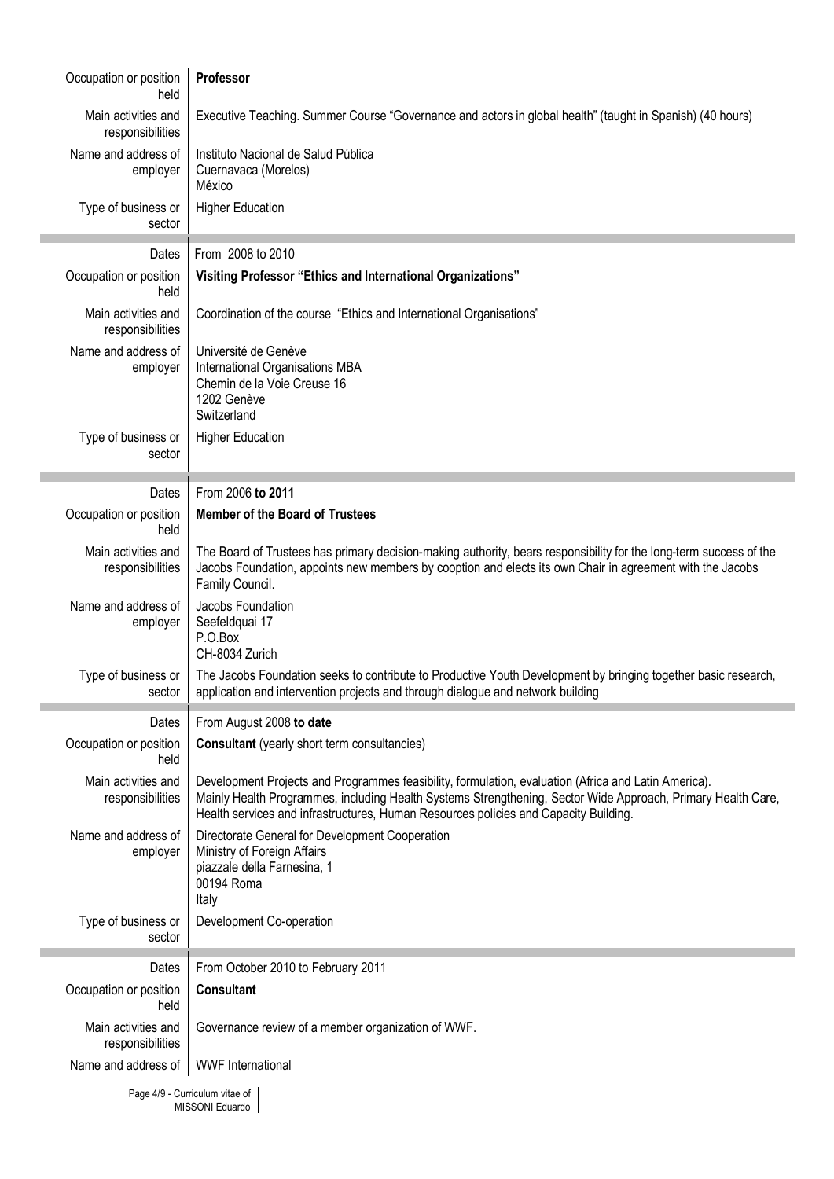| | |
|---|---|
| Occupation or position held | **Professor** |
| Main activities and responsibilities | Executive Teaching. Summer Course "Governance and actors in global health" (taught in Spanish) (40 hours) |
| Name and address of employer | Instituto Nacional de Salud Pública<br>Cuernavaca (Morelos)<br>México |
| Type of business or sector | Higher Education |

| | |
|---|---|
| Dates | From 2008 to 2010 |
| Occupation or position held | **Visiting Professor "Ethics and International Organizations"** |
| Main activities and responsibilities | Coordination of the course "Ethics and International Organisations" |
| Name and address of employer | Université de Genève<br>International Organisations MBA<br>Chemin de la Voie Creuse 16<br>1202 Genève<br>Switzerland |
| Type of business or sector | Higher Education |

| | |
|---|---|
| Dates | From 2006 **to 2011** |
| Occupation or position held | **Member of the Board of Trustees** |
| Main activities and responsibilities | The Board of Trustees has primary decision-making authority, bears responsibility for the long-term success of the Jacobs Foundation, appoints new members by cooption and elects its own Chair in agreement with the Jacobs Family Council. |
| Name and address of employer | Jacobs Foundation<br>Seefeldquai 17<br>P.O.Box<br>CH-8034 Zurich |
| Type of business or sector | The Jacobs Foundation seeks to contribute to Productive Youth Development by bringing together basic research, application and intervention projects and through dialogue and network building |

| | |
|---|---|
| Dates | From August 2008 **to date** |
| Occupation or position held | **Consultant** (yearly short term consultancies) |
| Main activities and responsibilities | Development Projects and Programmes feasibility, formulation, evaluation (Africa and Latin America).<br>Mainly Health Programmes, including Health Systems Strengthening, Sector Wide Approach, Primary Health Care, Health services and infrastructures, Human Resources policies and Capacity Building. |
| Name and address of employer | Directorate General for Development Cooperation<br>Ministry of Foreign Affairs<br>piazzale della Farnesina, 1<br>00194 Roma<br>Italy |
| Type of business or sector | Development Co-operation |

| | |
|---|---|
| Dates | From October 2010 to February 2011 |
| Occupation or position held | **Consultant** |
| Main activities and responsibilities | Governance review of a member organization of WWF. |
| Name and address of | WWF International |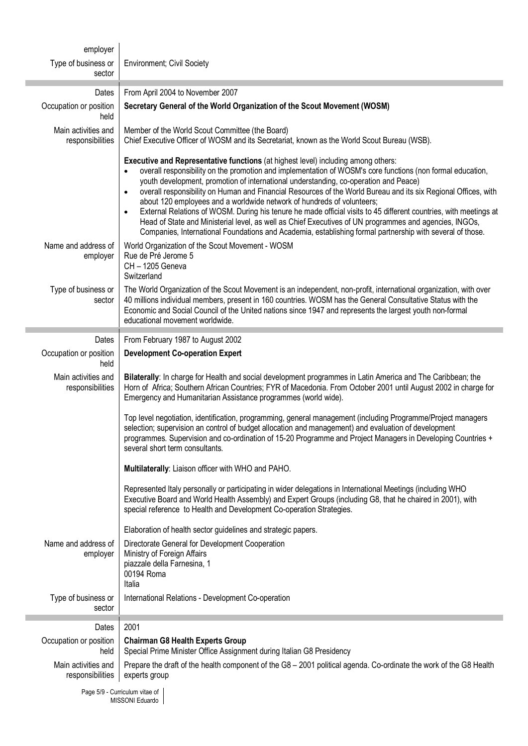| | |
|---|---|
| employer | |
| Type of business or sector | Environment; Civil Society |
| Dates | From April 2004 to November 2007 |
| Occupation or position held | **Secretary General of the World Organization of the Scout Movement (WOSM)** |
| Main activities and responsibilities | Member of the World Scout Committee (the Board)<br>Chief Executive Officer of WOSM and its Secretariat, known as the World Scout Bureau (WSB).<br><br>**Executive and Representative functions** (at highest level) including among others:<br>• overall responsibility on the promotion and implementation of WOSM's core functions (non formal education, youth development, promotion of international understanding, co-operation and Peace)<br>• overall responsibility on Human and Financial Resources of the World Bureau and its six Regional Offices, with about 120 employees and a worldwide network of hundreds of volunteers;<br>• External Relations of WOSM. During his tenure he made official visits to 45 different countries, with meetings at Head of State and Ministerial level, as well as Chief Executives of UN programmes and agencies, INGOs, Companies, International Foundations and Academia, establishing formal partnership with several of those. |
| Name and address of employer | World Organization of the Scout Movement - WOSM<br>Rue de Pré Jerome 5<br>CH – 1205 Geneva<br>Switzerland |
| Type of business or sector | The World Organization of the Scout Movement is an independent, non-profit, international organization, with over 40 millions individual members, present in 160 countries. WOSM has the General Consultative Status with the Economic and Social Council of the United nations since 1947 and represents the largest youth non-formal educational movement worldwide. |
| Dates | From February 1987 to August 2002 |
| Occupation or position held | **Development Co-operation Expert** |
| Main activities and responsibilities | **Bilaterally**: In charge for Health and social development programmes in Latin America and The Caribbean; the Horn of Africa; Southern African Countries; FYR of Macedonia. From October 2001 until August 2002 in charge for Emergency and Humanitarian Assistance programmes (world wide).<br><br>Top level negotiation, identification, programming, general management (including Programme/Project managers selection; supervision an control of budget allocation and management) and evaluation of development programmes. Supervision and co-ordination of 15-20 Programme and Project Managers in Developing Countries + several short term consultants.<br><br>**Multilaterally**: Liaison officer with WHO and PAHO.<br><br>Represented Italy personally or participating in wider delegations in International Meetings (including WHO Executive Board and World Health Assembly) and Expert Groups (including G8, that he chaired in 2001), with special reference to Health and Development Co-operation Strategies.<br><br>Elaboration of health sector guidelines and strategic papers. |
| Name and address of employer | Directorate General for Development Cooperation<br>Ministry of Foreign Affairs<br>piazzale della Farnesina, 1<br>00194 Roma<br>Italia |
| Type of business or sector | International Relations - Development Co-operation |
| Dates | 2001 |
| Occupation or position held | **Chairman G8 Health Experts Group**<br>Special Prime Minister Office Assignment during Italian G8 Presidency |
| Main activities and responsibilities | Prepare the draft of the health component of the G8 – 2001 political agenda. Co-ordinate the work of the G8 Health experts group |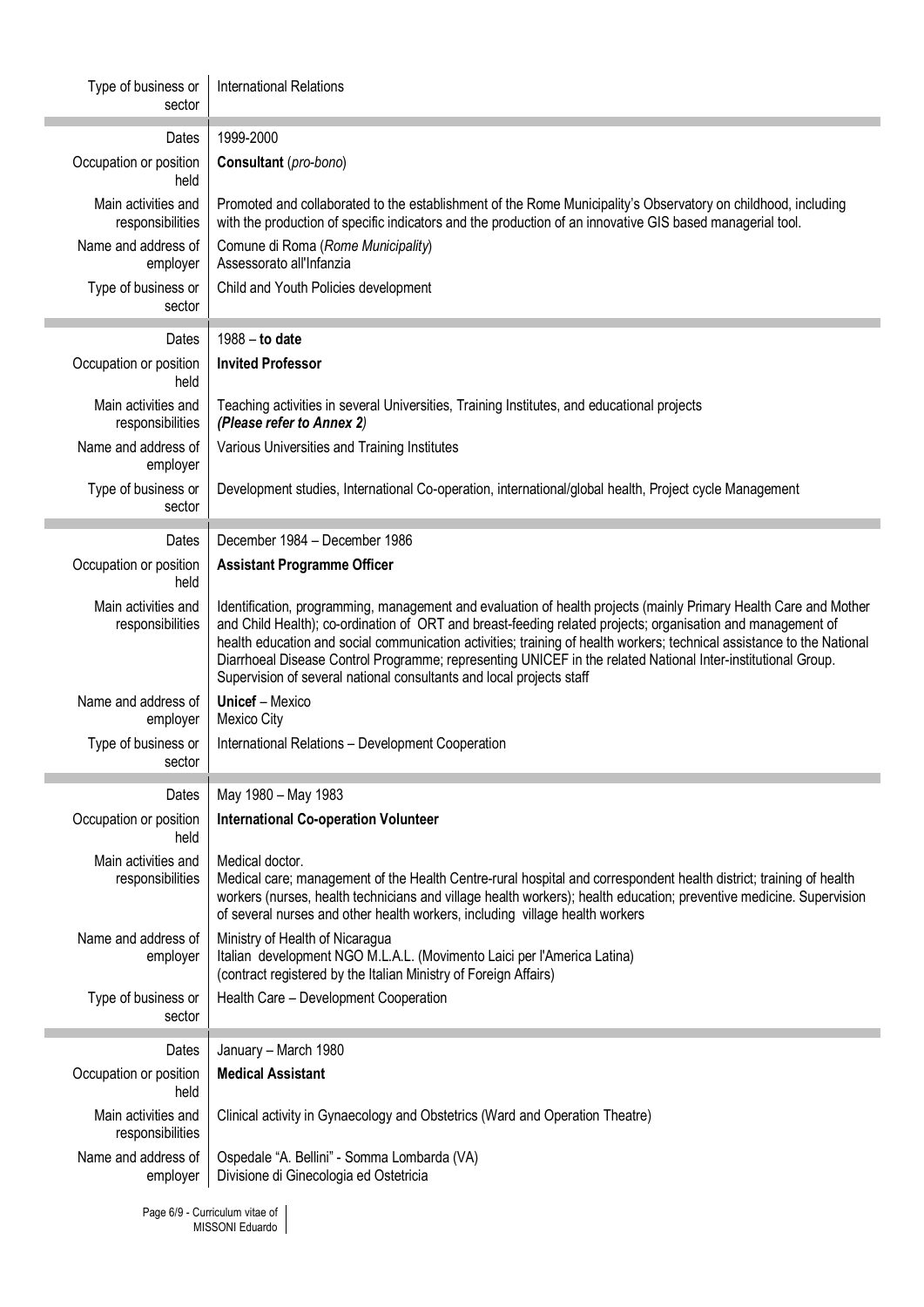| | |
|---|---|
| Type of business or sector | International Relations |
| Dates | 1999-2000 |
| Occupation or position held | **Consultant** (*pro-bono*) |
| Main activities and responsibilities | Promoted and collaborated to the establishment of the Rome Municipality's Observatory on childhood, including with the production of specific indicators and the production of an innovative GIS based managerial tool. |
| Name and address of employer | Comune di Roma (*Rome Municipality*)<br>Assessorato all'Infanzia |
| Type of business or sector | Child and Youth Policies development |
| Dates | 1988 – **to date** |
| Occupation or position held | **Invited Professor** |
| Main activities and responsibilities | Teaching activities in several Universities, Training Institutes, and educational projects<br>***(Please refer to Annex 2)*** |
| Name and address of employer | Various Universities and Training Institutes |
| Type of business or sector | Development studies, International Co-operation, international/global health, Project cycle Management |
| Dates | December 1984 – December 1986 |
| Occupation or position held | **Assistant Programme Officer** |
| Main activities and responsibilities | Identification, programming, management and evaluation of health projects (mainly Primary Health Care and Mother and Child Health); co-ordination of ORT and breast-feeding related projects; organisation and management of health education and social communication activities; training of health workers; technical assistance to the National Diarrhoeal Disease Control Programme; representing UNICEF in the related National Inter-institutional Group. Supervision of several national consultants and local projects staff |
| Name and address of employer | **Unicef** – Mexico<br>Mexico City |
| Type of business or sector | International Relations – Development Cooperation |
| Dates | May 1980 – May 1983 |
| Occupation or position held | **International Co-operation Volunteer** |
| Main activities and responsibilities | Medical doctor.<br>Medical care; management of the Health Centre-rural hospital and correspondent health district; training of health workers (nurses, health technicians and village health workers); health education; preventive medicine. Supervision of several nurses and other health workers, including village health workers |
| Name and address of employer | Ministry of Health of Nicaragua<br>Italian development NGO M.L.A.L. (Movimento Laici per l'America Latina)<br>(contract registered by the Italian Ministry of Foreign Affairs) |
| Type of business or sector | Health Care – Development Cooperation |
| Dates | January – March 1980 |
| Occupation or position held | **Medical Assistant** |
| Main activities and responsibilities | Clinical activity in Gynaecology and Obstetrics (Ward and Operation Theatre) |
| Name and address of employer | Ospedale "A. Bellini" - Somma Lombarda (VA)<br>Divisione di Ginecologia ed Ostetricia |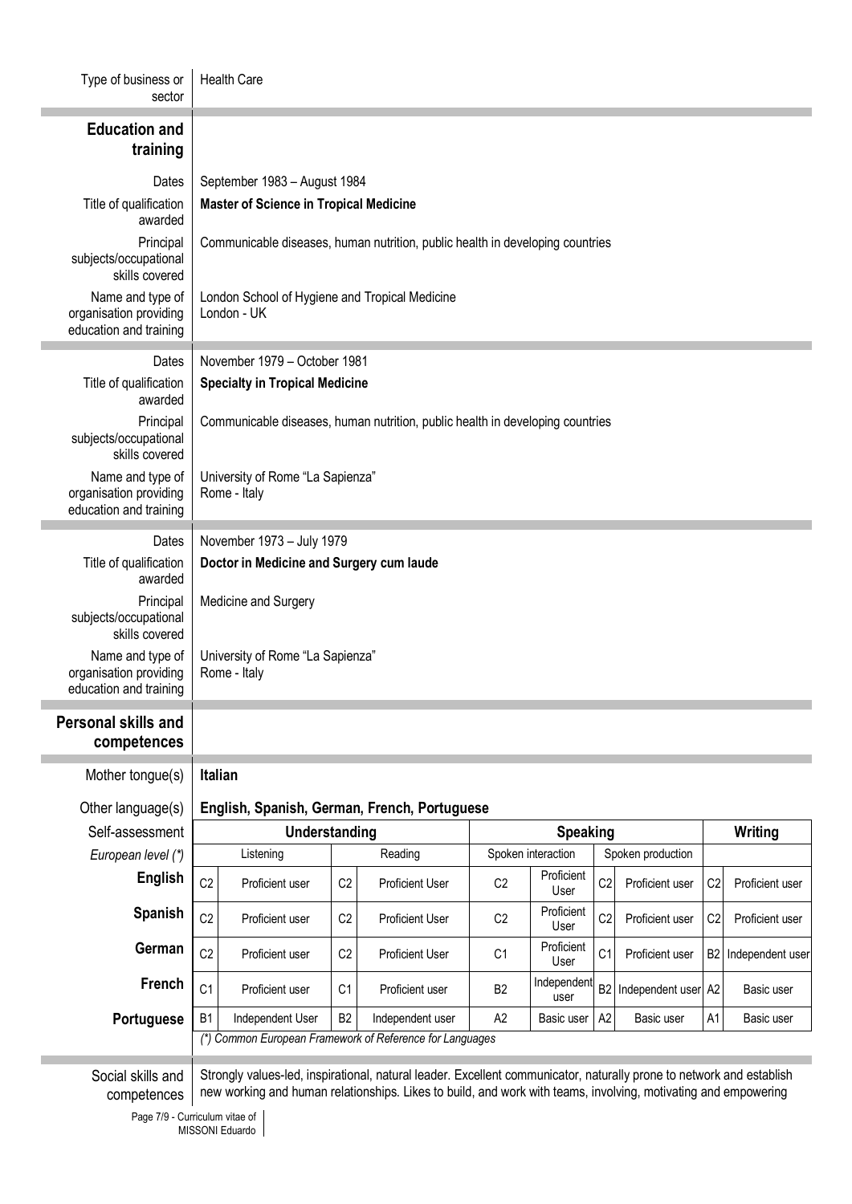Type of business or sector: Health Care

## Education and training

**Dates:** September 1983 – August 1984

**Title of qualification awarded:** **Master of Science in Tropical Medicine**

**Principal subjects/occupational skills covered:** Communicable diseases, human nutrition, public health in developing countries

**Name and type of organisation providing education and training:** London School of Hygiene and Tropical Medicine
London - UK

**Dates:** November 1979 – October 1981

**Title of qualification awarded:** **Specialty in Tropical Medicine**

**Principal subjects/occupational skills covered:** Communicable diseases, human nutrition, public health in developing countries

**Name and type of organisation providing education and training:** University of Rome "La Sapienza"
Rome - Italy

**Dates:** November 1973 – July 1979

**Title of qualification awarded:** **Doctor in Medicine and Surgery cum laude**

**Principal subjects/occupational skills covered:** Medicine and Surgery

**Name and type of organisation providing education and training:** University of Rome "La Sapienza"
Rome - Italy

## Personal skills and competences

**Mother tongue(s):** **Italian**

**Other language(s):** **English, Spanish, German, French, Portuguese**

| Self-assessment | Understanding | | | | Speaking | | | | Writing | |
|---|---|---|---|---|---|---|---|---|---|---|
| *European level (\*)* | Listening | | Reading | | Spoken interaction | | Spoken production | | | |
| **English** | C2 | Proficient user | C2 | Proficient User | C2 | Proficient User | C2 | Proficient user | C2 | Proficient user |
| **Spanish** | C2 | Proficient user | C2 | Proficient User | C2 | Proficient User | C2 | Proficient user | C2 | Proficient user |
| **German** | C2 | Proficient user | C2 | Proficient User | C1 | Proficient User | C1 | Proficient user | B2 | Independent user |
| **French** | C1 | Proficient user | C1 | Proficient user | B2 | Independent user | B2 | Independent user | A2 | Basic user |
| **Portuguese** | B1 | Independent User | B2 | Independent user | A2 | Basic user | A2 | Basic user | A1 | Basic user |

*(\*) Common European Framework of Reference for Languages*

**Social skills and competences:** Strongly values-led, inspirational, natural leader. Excellent communicator, naturally prone to network and establish new working and human relationships. Likes to build, and work with teams, involving, motivating and empowering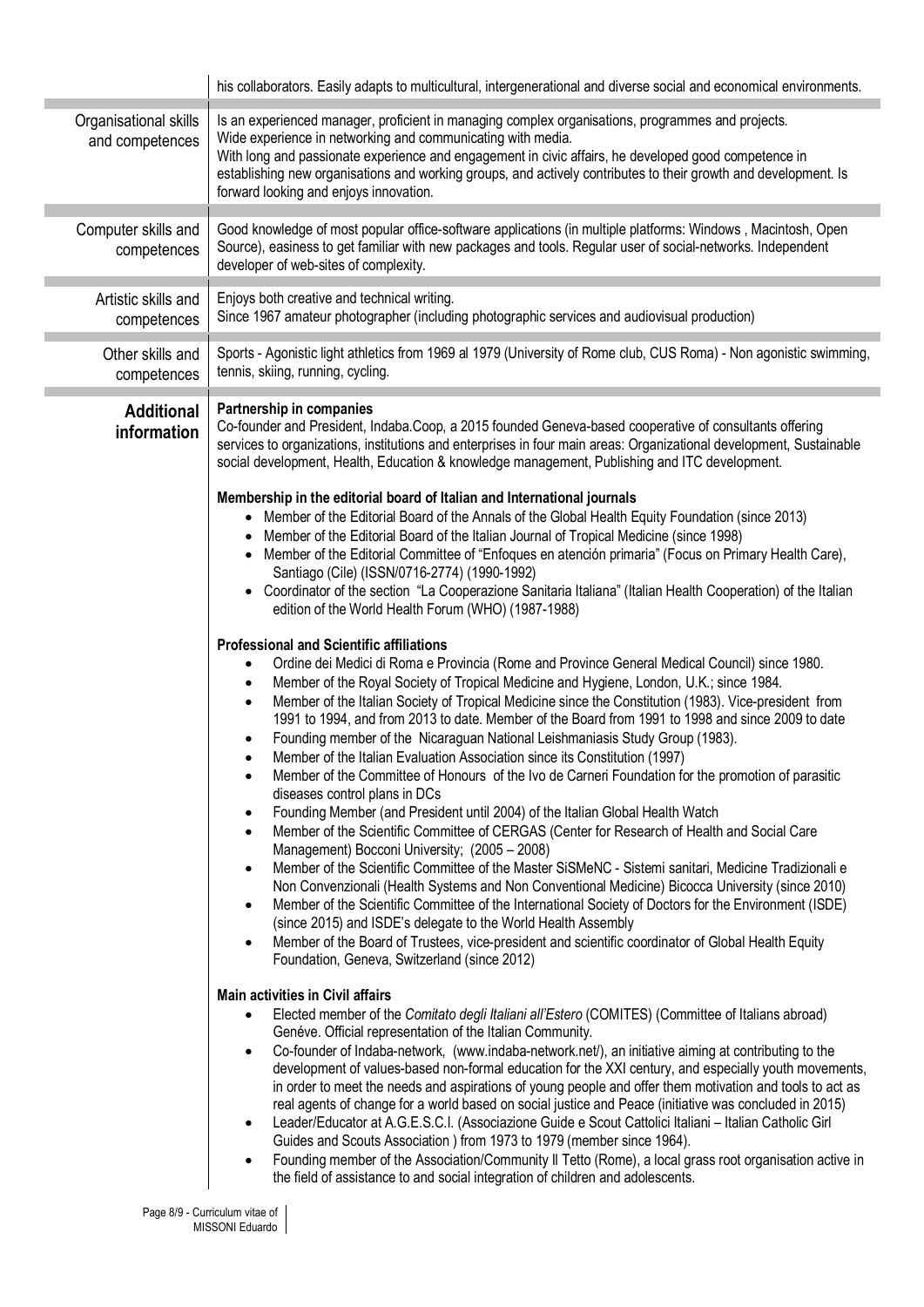his collaborators. Easily adapts to multicultural, intergenerational and diverse social and economical environments.

**Organisational skills and competences**

Is an experienced manager, proficient in managing complex organisations, programmes and projects.
Wide experience in networking and communicating with media.
With long and passionate experience and engagement in civic affairs, he developed good competence in establishing new organisations and working groups, and actively contributes to their growth and development. Is forward looking and enjoys innovation.

**Computer skills and competences**

Good knowledge of most popular office-software applications (in multiple platforms: Windows , Macintosh, Open Source), easiness to get familiar with new packages and tools. Regular user of social-networks. Independent developer of web-sites of complexity.

**Artistic skills and competences**

Enjoys both creative and technical writing.
Since 1967 amateur photographer (including photographic services and audiovisual production)

**Other skills and competences**

Sports - Agonistic light athletics from 1969 al 1979 (University of Rome club, CUS Roma) - Non agonistic swimming, tennis, skiing, running, cycling.

## Additional information

**Partnership in companies**

Co-founder and President, Indaba.Coop, a 2015 founded Geneva-based cooperative of consultants offering services to organizations, institutions and enterprises in four main areas: Organizational development, Sustainable social development, Health, Education & knowledge management, Publishing and ITC development.

**Membership in the editorial board of Italian and International journals**

- Member of the Editorial Board of the Annals of the Global Health Equity Foundation (since 2013)
- Member of the Editorial Board of the Italian Journal of Tropical Medicine (since 1998)
- Member of the Editorial Committee of "Enfoques en atención primaria" (Focus on Primary Health Care), Santiago (Cile) (ISSN/0716-2774) (1990-1992)
- Coordinator of the section "La Cooperazione Sanitaria Italiana" (Italian Health Cooperation) of the Italian edition of the World Health Forum (WHO) (1987-1988)

**Professional and Scientific affiliations**

- Ordine dei Medici di Roma e Provincia (Rome and Province General Medical Council) since 1980.
- Member of the Royal Society of Tropical Medicine and Hygiene, London, U.K.; since 1984.
- Member of the Italian Society of Tropical Medicine since the Constitution (1983). Vice-president from 1991 to 1994, and from 2013 to date. Member of the Board from 1991 to 1998 and since 2009 to date
- Founding member of the Nicaraguan National Leishmaniasis Study Group (1983).
- Member of the Italian Evaluation Association since its Constitution (1997)
- Member of the Committee of Honours of the Ivo de Carneri Foundation for the promotion of parasitic diseases control plans in DCs
- Founding Member (and President until 2004) of the Italian Global Health Watch
- Member of the Scientific Committee of CERGAS (Center for Research of Health and Social Care Management) Bocconi University; (2005 – 2008)
- Member of the Scientific Committee of the Master SiSMeNC - Sistemi sanitari, Medicine Tradizionali e Non Convenzionali (Health Systems and Non Conventional Medicine) Bicocca University (since 2010)
- Member of the Scientific Committee of the International Society of Doctors for the Environment (ISDE) (since 2015) and ISDE's delegate to the World Health Assembly
- Member of the Board of Trustees, vice-president and scientific coordinator of Global Health Equity Foundation, Geneva, Switzerland (since 2012)

**Main activities in Civil affairs**

- Elected member of the *Comitato degli Italiani all'Estero* (COMITES) (Committee of Italians abroad) Genéve. Official representation of the Italian Community.
- Co-founder of Indaba-network, (www.indaba-network.net/), an initiative aiming at contributing to the development of values-based non-formal education for the XXI century, and especially youth movements, in order to meet the needs and aspirations of young people and offer them motivation and tools to act as real agents of change for a world based on social justice and Peace (initiative was concluded in 2015)
- Leader/Educator at A.G.E.S.C.I. (Associazione Guide e Scout Cattolici Italiani – Italian Catholic Girl Guides and Scouts Association ) from 1973 to 1979 (member since 1964).
- Founding member of the Association/Community Il Tetto (Rome), a local grass root organisation active in the field of assistance to and social integration of children and adolescents.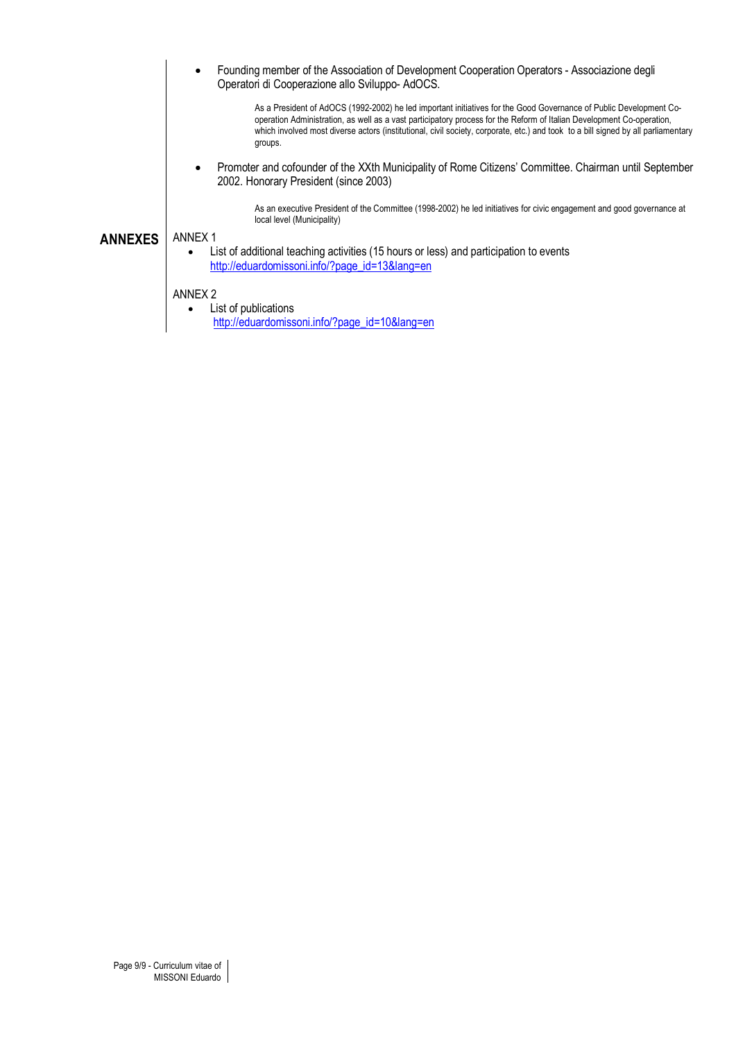- Founding member of the Association of Development Cooperation Operators - Associazione degli Operatori di Cooperazione allo Sviluppo- AdOCS.

  As a President of AdOCS (1992-2002) he led important initiatives for the Good Governance of Public Development Co-operation Administration, as well as a vast participatory process for the Reform of Italian Development Co-operation, which involved most diverse actors (institutional, civil society, corporate, etc.) and took to a bill signed by all parliamentary groups.

- Promoter and cofounder of the XXth Municipality of Rome Citizens' Committee. Chairman until September 2002. Honorary President (since 2003)

  As an executive President of the Committee (1998-2002) he led initiatives for civic engagement and good governance at local level (Municipality)

## ANNEXES

ANNEX 1

- List of additional teaching activities (15 hours or less) and participation to events
  http://eduardomissoni.info/?page_id=13&lang=en

ANNEX 2

- List of publications
  http://eduardomissoni.info/?page_id=10&lang=en